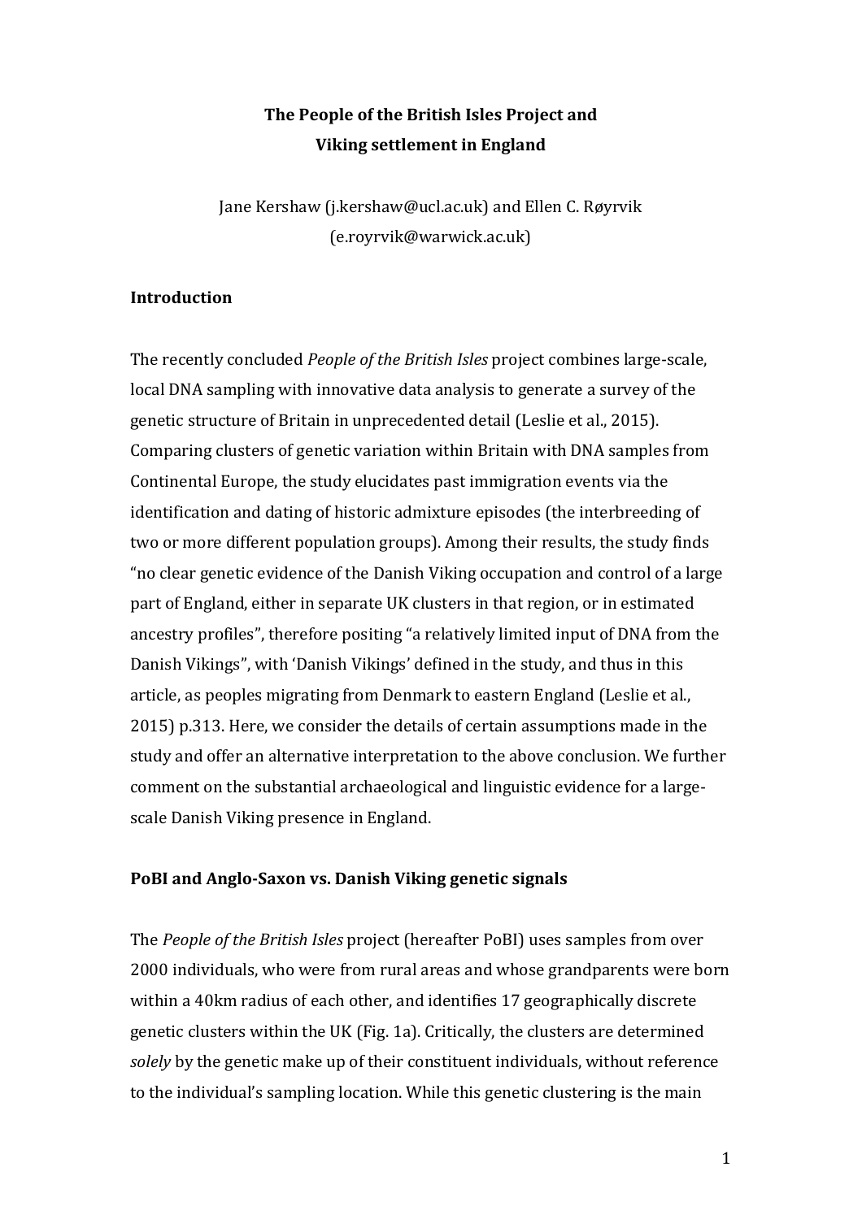# The People of the British Isles Project and Viking settlement in England

Jane Kershaw (j.kershaw@ucl.ac.uk) and Ellen C. Røyrvik (e.royrvik@warwick.ac.uk)

## Introduction

The recently concluded *People of the British Isles* project combines large-scale, local DNA sampling with innovative data analysis to generate a survey of the genetic structure of Britain in unprecedented detail (Leslie et al., 2015). Comparing clusters of genetic variation within Britain with DNA samples from Continental Europe, the study elucidates past immigration events via the identification and dating of historic admixture episodes (the interbreeding of two or more different population groups). Among their results, the study finds "no clear genetic evidence of the Danish Viking occupation and control of a large part of England, either in separate UK clusters in that region, or in estimated ancestry profiles", therefore positing "a relatively limited input of DNA from the Danish Vikings", with 'Danish Vikings' defined in the study, and thus in this article, as peoples migrating from Denmark to eastern England (Leslie et al., 2015) p.313. Here, we consider the details of certain assumptions made in the study and offer an alternative interpretation to the above conclusion. We further comment on the substantial archaeological and linguistic evidence for a large-scale Danish Viking presence in England.

## PoBI and Anglo-Saxon vs. Danish Viking genetic signals

The *People of the British Isles* project (hereafter PoBI) uses samples from over 2000 individuals, who were from rural areas and whose grandparents were born within a 40km radius of each other, and identifies 17 geographically discrete genetic clusters within the UK (Fig. 1a). Critically, the clusters are determined *solely* by the genetic make up of their constituent individuals, without reference to the individual's sampling location. While this genetic clustering is the main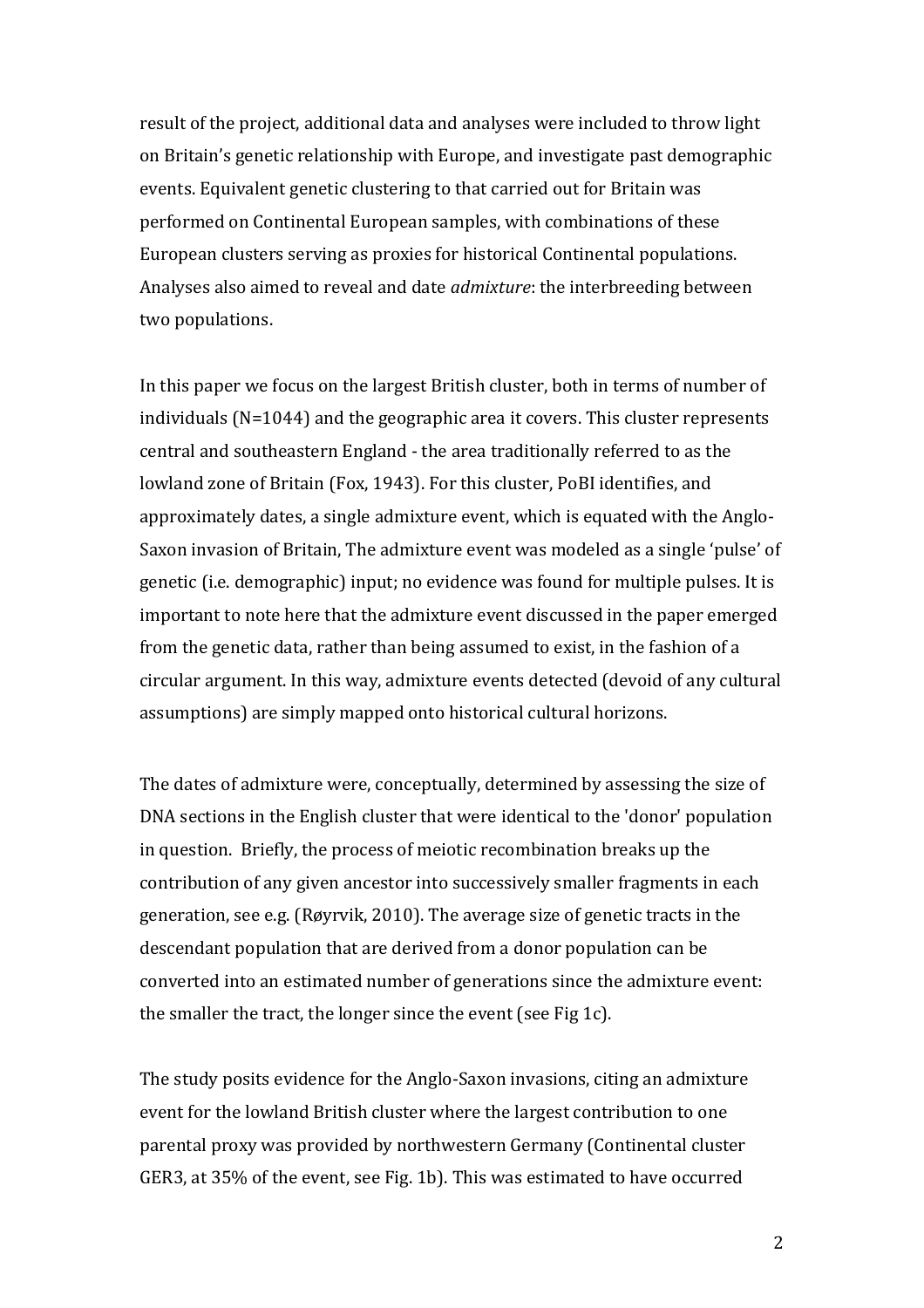result of the project, additional data and analyses were included to throw light on Britain's genetic relationship with Europe, and investigate past demographic events. Equivalent genetic clustering to that carried out for Britain was performed on Continental European samples, with combinations of these European clusters serving as proxies for historical Continental populations. Analyses also aimed to reveal and date *admixture*: the interbreeding between two populations.

In this paper we focus on the largest British cluster, both in terms of number of individuals (N=1044) and the geographic area it covers. This cluster represents central and southeastern England - the area traditionally referred to as the lowland zone of Britain (Fox, 1943). For this cluster, PoBI identifies, and approximately dates, a single admixture event, which is equated with the Anglo-Saxon invasion of Britain, The admixture event was modeled as a single 'pulse' of genetic (i.e. demographic) input; no evidence was found for multiple pulses. It is important to note here that the admixture event discussed in the paper emerged from the genetic data, rather than being assumed to exist, in the fashion of a circular argument. In this way, admixture events detected (devoid of any cultural assumptions) are simply mapped onto historical cultural horizons.

The dates of admixture were, conceptually, determined by assessing the size of DNA sections in the English cluster that were identical to the 'donor' population in question. Briefly, the process of meiotic recombination breaks up the contribution of any given ancestor into successively smaller fragments in each generation, see e.g. (Røyrvik, 2010). The average size of genetic tracts in the descendant population that are derived from a donor population can be converted into an estimated number of generations since the admixture event: the smaller the tract, the longer since the event (see Fig 1c).

The study posits evidence for the Anglo-Saxon invasions, citing an admixture event for the lowland British cluster where the largest contribution to one parental proxy was provided by northwestern Germany (Continental cluster GER3, at 35% of the event, see Fig. 1b). This was estimated to have occurred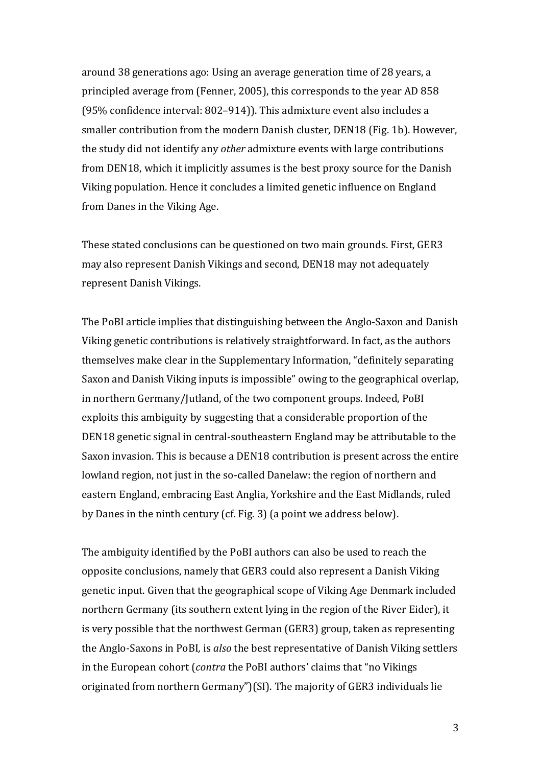around 38 generations ago: Using an average generation time of 28 years, a principled average from (Fenner, 2005), this corresponds to the year AD 858 (95% confidence interval: 802–914)). This admixture event also includes a smaller contribution from the modern Danish cluster, DEN18 (Fig. 1b). However, the study did not identify any *other* admixture events with large contributions from DEN18, which it implicitly assumes is the best proxy source for the Danish Viking population. Hence it concludes a limited genetic influence on England from Danes in the Viking Age.

These stated conclusions can be questioned on two main grounds. First, GER3 may also represent Danish Vikings and second, DEN18 may not adequately represent Danish Vikings.

The PoBI article implies that distinguishing between the Anglo-Saxon and Danish Viking genetic contributions is relatively straightforward. In fact, as the authors themselves make clear in the Supplementary Information, "definitely separating Saxon and Danish Viking inputs is impossible" owing to the geographical overlap, in northern Germany/Jutland, of the two component groups. Indeed, PoBI exploits this ambiguity by suggesting that a considerable proportion of the DEN18 genetic signal in central-southeastern England may be attributable to the Saxon invasion. This is because a DEN18 contribution is present across the entire lowland region, not just in the so-called Danelaw: the region of northern and eastern England, embracing East Anglia, Yorkshire and the East Midlands, ruled by Danes in the ninth century (cf. Fig. 3) (a point we address below).

The ambiguity identified by the PoBI authors can also be used to reach the opposite conclusions, namely that GER3 could also represent a Danish Viking genetic input. Given that the geographical scope of Viking Age Denmark included northern Germany (its southern extent lying in the region of the River Eider), it is very possible that the northwest German (GER3) group, taken as representing the Anglo-Saxons in PoBI, is *also* the best representative of Danish Viking settlers in the European cohort (*contra* the PoBI authors' claims that "no Vikings originated from northern Germany")(SI). The majority of GER3 individuals lie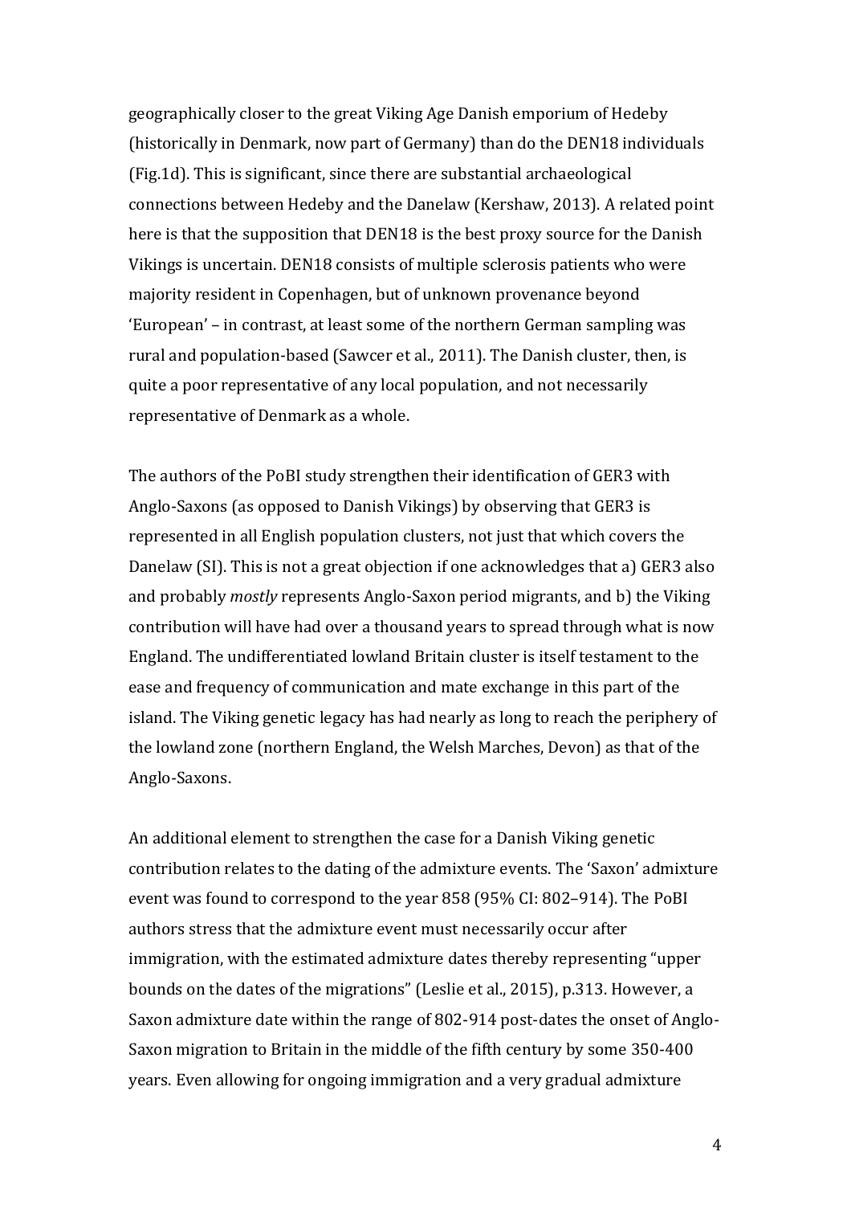geographically closer to the great Viking Age Danish emporium of Hedeby (historically in Denmark, now part of Germany) than do the DEN18 individuals (Fig.1d). This is significant, since there are substantial archaeological connections between Hedeby and the Danelaw (Kershaw, 2013). A related point here is that the supposition that DEN18 is the best proxy source for the Danish Vikings is uncertain. DEN18 consists of multiple sclerosis patients who were majority resident in Copenhagen, but of unknown provenance beyond 'European' – in contrast, at least some of the northern German sampling was rural and population-based (Sawcer et al., 2011). The Danish cluster, then, is quite a poor representative of any local population, and not necessarily representative of Denmark as a whole.

The authors of the PoBI study strengthen their identification of GER3 with Anglo-Saxons (as opposed to Danish Vikings) by observing that GER3 is represented in all English population clusters, not just that which covers the Danelaw (SI). This is not a great objection if one acknowledges that a) GER3 also and probably *mostly* represents Anglo-Saxon period migrants, and b) the Viking contribution will have had over a thousand years to spread through what is now England. The undifferentiated lowland Britain cluster is itself testament to the ease and frequency of communication and mate exchange in this part of the island. The Viking genetic legacy has had nearly as long to reach the periphery of the lowland zone (northern England, the Welsh Marches, Devon) as that of the Anglo-Saxons.

An additional element to strengthen the case for a Danish Viking genetic contribution relates to the dating of the admixture events. The 'Saxon' admixture event was found to correspond to the year 858 (95% CI: 802–914). The PoBI authors stress that the admixture event must necessarily occur after immigration, with the estimated admixture dates thereby representing "upper bounds on the dates of the migrations" (Leslie et al., 2015), p.313. However, a Saxon admixture date within the range of 802-914 post-dates the onset of Anglo-Saxon migration to Britain in the middle of the fifth century by some 350-400 years. Even allowing for ongoing immigration and a very gradual admixture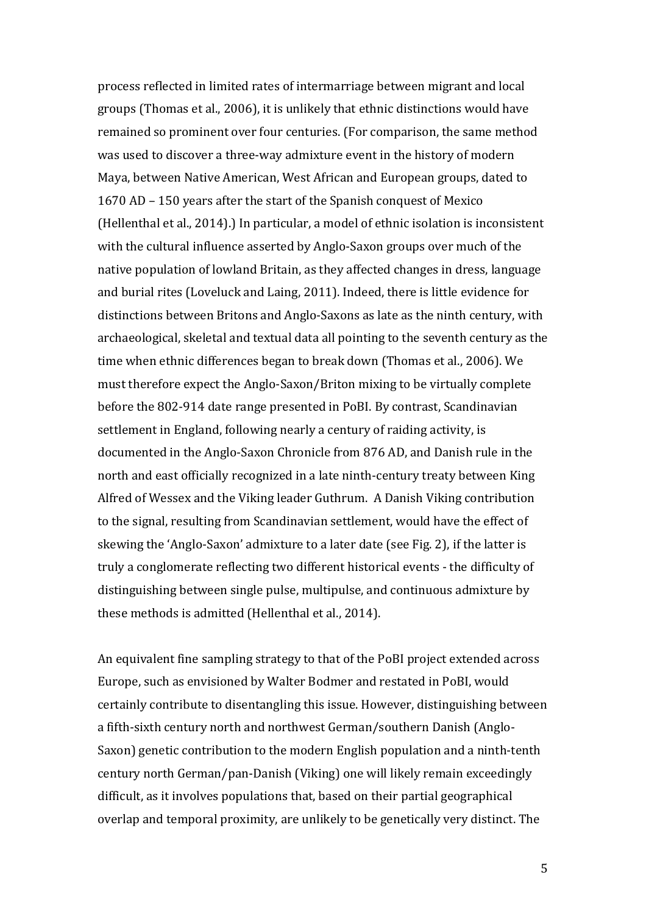process reflected in limited rates of intermarriage between migrant and local groups (Thomas et al., 2006), it is unlikely that ethnic distinctions would have remained so prominent over four centuries. (For comparison, the same method was used to discover a three-way admixture event in the history of modern Maya, between Native American, West African and European groups, dated to 1670 AD – 150 years after the start of the Spanish conquest of Mexico (Hellenthal et al., 2014).) In particular, a model of ethnic isolation is inconsistent with the cultural influence asserted by Anglo-Saxon groups over much of the native population of lowland Britain, as they affected changes in dress, language and burial rites (Loveluck and Laing, 2011). Indeed, there is little evidence for distinctions between Britons and Anglo-Saxons as late as the ninth century, with archaeological, skeletal and textual data all pointing to the seventh century as the time when ethnic differences began to break down (Thomas et al., 2006). We must therefore expect the Anglo-Saxon/Briton mixing to be virtually complete before the 802-914 date range presented in PoBI. By contrast, Scandinavian settlement in England, following nearly a century of raiding activity, is documented in the Anglo-Saxon Chronicle from 876 AD, and Danish rule in the north and east officially recognized in a late ninth-century treaty between King Alfred of Wessex and the Viking leader Guthrum. A Danish Viking contribution to the signal, resulting from Scandinavian settlement, would have the effect of skewing the 'Anglo-Saxon' admixture to a later date (see Fig. 2), if the latter is truly a conglomerate reflecting two different historical events - the difficulty of distinguishing between single pulse, multipulse, and continuous admixture by these methods is admitted (Hellenthal et al., 2014).

An equivalent fine sampling strategy to that of the PoBI project extended across Europe, such as envisioned by Walter Bodmer and restated in PoBI, would certainly contribute to disentangling this issue. However, distinguishing between a fifth-sixth century north and northwest German/southern Danish (Anglo-Saxon) genetic contribution to the modern English population and a ninth-tenth century north German/pan-Danish (Viking) one will likely remain exceedingly difficult, as it involves populations that, based on their partial geographical overlap and temporal proximity, are unlikely to be genetically very distinct. The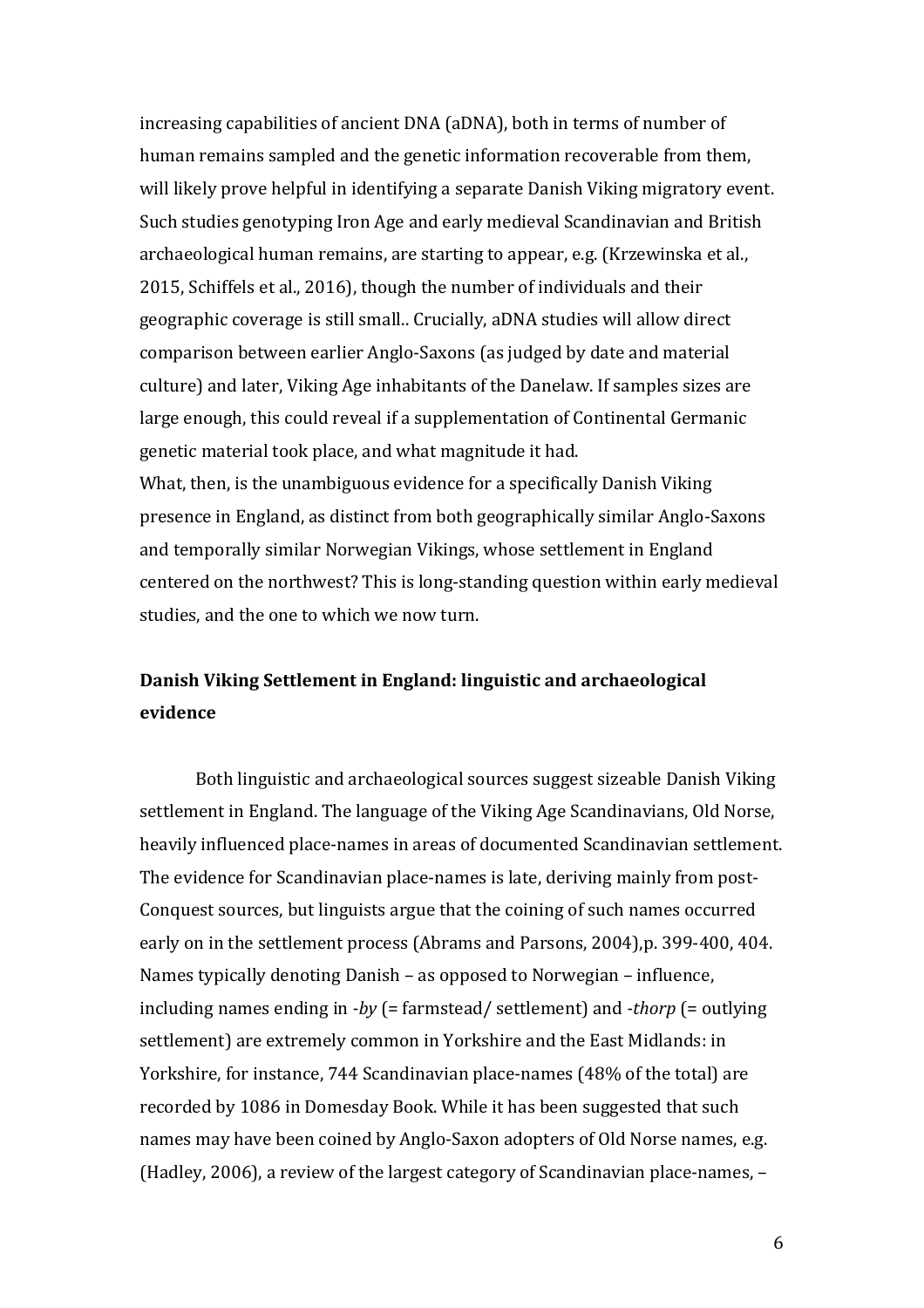increasing capabilities of ancient DNA (aDNA), both in terms of number of human remains sampled and the genetic information recoverable from them, will likely prove helpful in identifying a separate Danish Viking migratory event. Such studies genotyping Iron Age and early medieval Scandinavian and British archaeological human remains, are starting to appear, e.g. (Krzewinska et al., 2015, Schiffels et al., 2016), though the number of individuals and their geographic coverage is still small.. Crucially, aDNA studies will allow direct comparison between earlier Anglo-Saxons (as judged by date and material culture) and later, Viking Age inhabitants of the Danelaw. If samples sizes are large enough, this could reveal if a supplementation of Continental Germanic genetic material took place, and what magnitude it had.

What, then, is the unambiguous evidence for a specifically Danish Viking presence in England, as distinct from both geographically similar Anglo-Saxons and temporally similar Norwegian Vikings, whose settlement in England centered on the northwest? This is long-standing question within early medieval studies, and the one to which we now turn.

## Danish Viking Settlement in England: linguistic and archaeological evidence

Both linguistic and archaeological sources suggest sizeable Danish Viking settlement in England. The language of the Viking Age Scandinavians, Old Norse, heavily influenced place-names in areas of documented Scandinavian settlement. The evidence for Scandinavian place-names is late, deriving mainly from post-Conquest sources, but linguists argue that the coining of such names occurred early on in the settlement process (Abrams and Parsons, 2004),p. 399-400, 404. Names typically denoting Danish – as opposed to Norwegian – influence, including names ending in *-by* (= farmstead/ settlement) and *-thorp* (= outlying settlement) are extremely common in Yorkshire and the East Midlands: in Yorkshire, for instance, 744 Scandinavian place-names (48% of the total) are recorded by 1086 in Domesday Book. While it has been suggested that such names may have been coined by Anglo-Saxon adopters of Old Norse names, e.g. (Hadley, 2006), a review of the largest category of Scandinavian place-names, –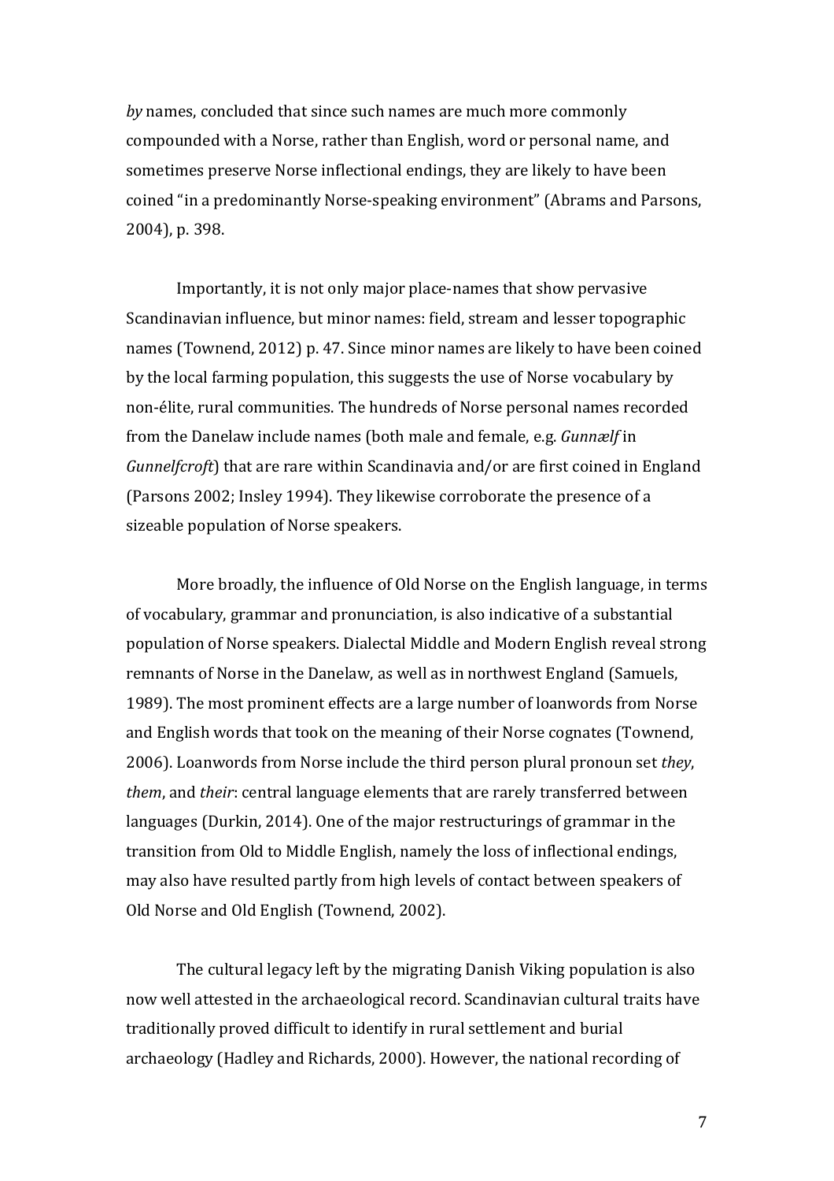*by* names, concluded that since such names are much more commonly compounded with a Norse, rather than English, word or personal name, and sometimes preserve Norse inflectional endings, they are likely to have been coined "in a predominantly Norse-speaking environment" (Abrams and Parsons, 2004), p. 398.

Importantly, it is not only major place-names that show pervasive Scandinavian influence, but minor names: field, stream and lesser topographic names (Townend, 2012) p. 47. Since minor names are likely to have been coined by the local farming population, this suggests the use of Norse vocabulary by non-élite, rural communities. The hundreds of Norse personal names recorded from the Danelaw include names (both male and female, e.g. *Gunnælf* in *Gunnelfcroft*) that are rare within Scandinavia and/or are first coined in England (Parsons 2002; Insley 1994). They likewise corroborate the presence of a sizeable population of Norse speakers.

More broadly, the influence of Old Norse on the English language, in terms of vocabulary, grammar and pronunciation, is also indicative of a substantial population of Norse speakers. Dialectal Middle and Modern English reveal strong remnants of Norse in the Danelaw, as well as in northwest England (Samuels, 1989). The most prominent effects are a large number of loanwords from Norse and English words that took on the meaning of their Norse cognates (Townend, 2006). Loanwords from Norse include the third person plural pronoun set *they*, *them*, and *their*: central language elements that are rarely transferred between languages (Durkin, 2014). One of the major restructurings of grammar in the transition from Old to Middle English, namely the loss of inflectional endings, may also have resulted partly from high levels of contact between speakers of Old Norse and Old English (Townend, 2002).

The cultural legacy left by the migrating Danish Viking population is also now well attested in the archaeological record. Scandinavian cultural traits have traditionally proved difficult to identify in rural settlement and burial archaeology (Hadley and Richards, 2000). However, the national recording of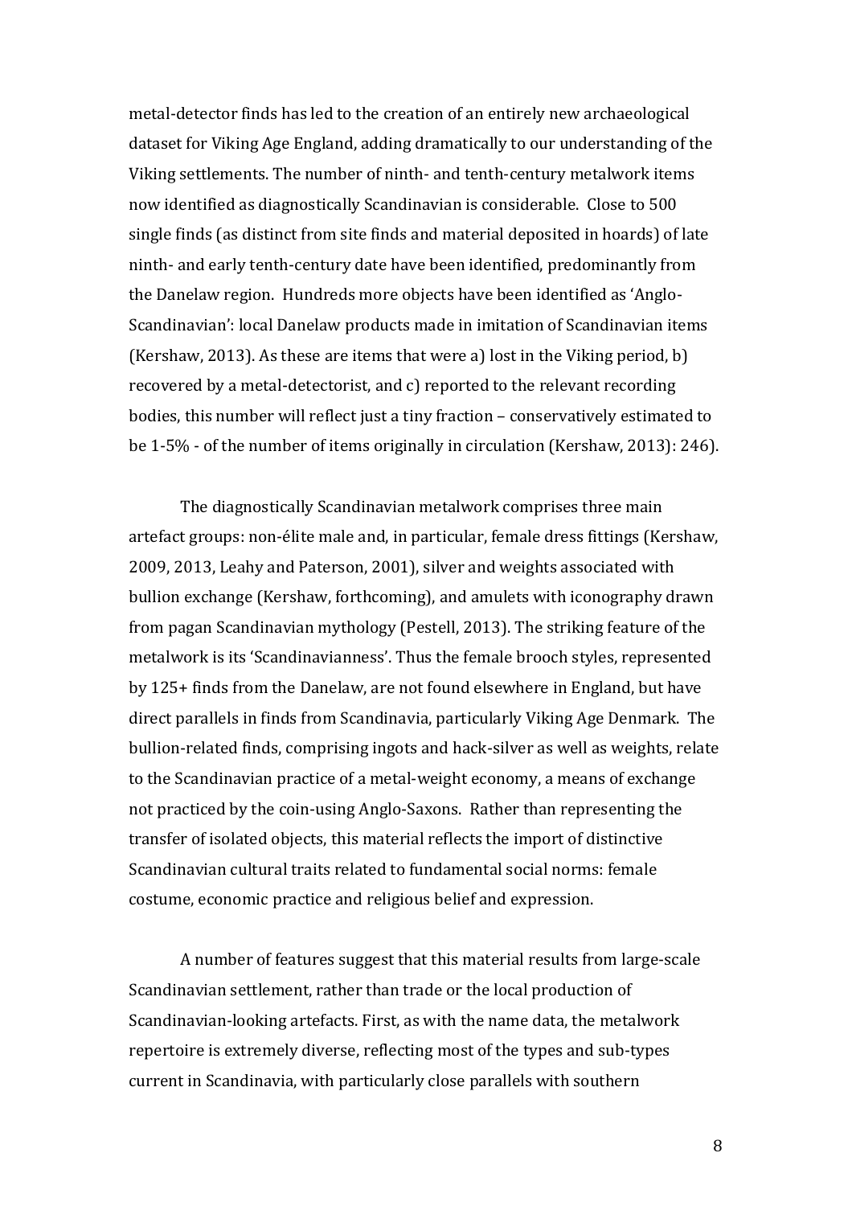metal-detector finds has led to the creation of an entirely new archaeological dataset for Viking Age England, adding dramatically to our understanding of the Viking settlements. The number of ninth- and tenth-century metalwork items now identified as diagnostically Scandinavian is considerable. Close to 500 single finds (as distinct from site finds and material deposited in hoards) of late ninth- and early tenth-century date have been identified, predominantly from the Danelaw region. Hundreds more objects have been identified as 'Anglo-Scandinavian': local Danelaw products made in imitation of Scandinavian items (Kershaw, 2013). As these are items that were a) lost in the Viking period, b) recovered by a metal-detectorist, and c) reported to the relevant recording bodies, this number will reflect just a tiny fraction – conservatively estimated to be 1-5% - of the number of items originally in circulation (Kershaw, 2013): 246).

The diagnostically Scandinavian metalwork comprises three main artefact groups: non-élite male and, in particular, female dress fittings (Kershaw, 2009, 2013, Leahy and Paterson, 2001), silver and weights associated with bullion exchange (Kershaw, forthcoming), and amulets with iconography drawn from pagan Scandinavian mythology (Pestell, 2013). The striking feature of the metalwork is its 'Scandinavianness'. Thus the female brooch styles, represented by 125+ finds from the Danelaw, are not found elsewhere in England, but have direct parallels in finds from Scandinavia, particularly Viking Age Denmark. The bullion-related finds, comprising ingots and hack-silver as well as weights, relate to the Scandinavian practice of a metal-weight economy, a means of exchange not practiced by the coin-using Anglo-Saxons. Rather than representing the transfer of isolated objects, this material reflects the import of distinctive Scandinavian cultural traits related to fundamental social norms: female costume, economic practice and religious belief and expression.

A number of features suggest that this material results from large-scale Scandinavian settlement, rather than trade or the local production of Scandinavian-looking artefacts. First, as with the name data, the metalwork repertoire is extremely diverse, reflecting most of the types and sub-types current in Scandinavia, with particularly close parallels with southern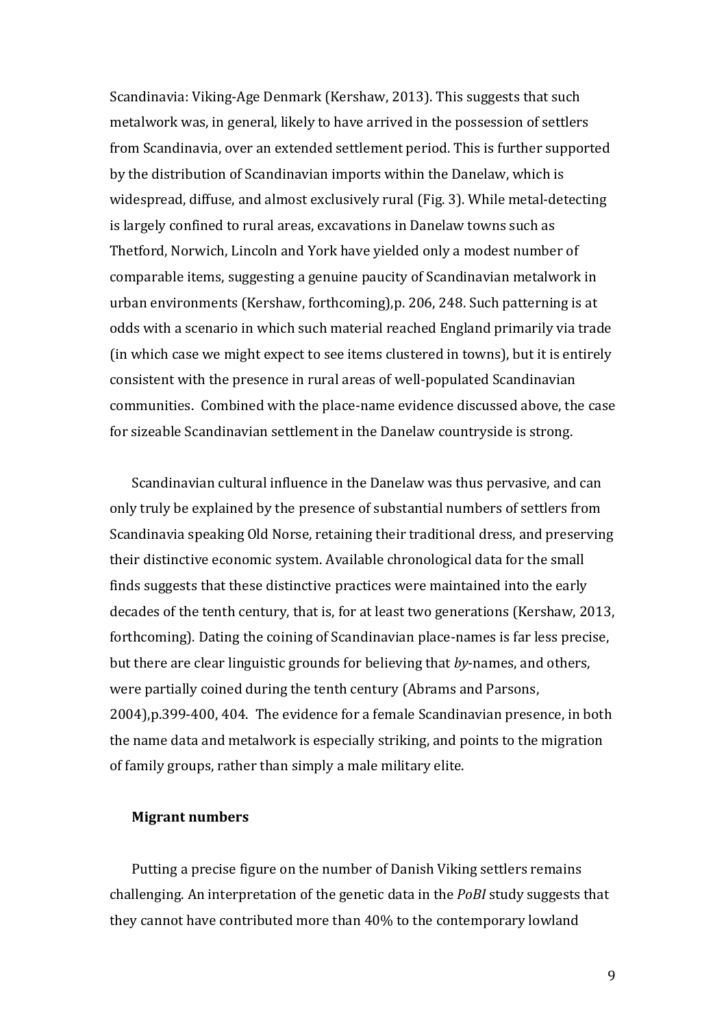Scandinavia: Viking-Age Denmark (Kershaw, 2013). This suggests that such metalwork was, in general, likely to have arrived in the possession of settlers from Scandinavia, over an extended settlement period. This is further supported by the distribution of Scandinavian imports within the Danelaw, which is widespread, diffuse, and almost exclusively rural (Fig. 3). While metal-detecting is largely confined to rural areas, excavations in Danelaw towns such as Thetford, Norwich, Lincoln and York have yielded only a modest number of comparable items, suggesting a genuine paucity of Scandinavian metalwork in urban environments (Kershaw, forthcoming),p. 206, 248. Such patterning is at odds with a scenario in which such material reached England primarily via trade (in which case we might expect to see items clustered in towns), but it is entirely consistent with the presence in rural areas of well-populated Scandinavian communities. Combined with the place-name evidence discussed above, the case for sizeable Scandinavian settlement in the Danelaw countryside is strong.

Scandinavian cultural influence in the Danelaw was thus pervasive, and can only truly be explained by the presence of substantial numbers of settlers from Scandinavia speaking Old Norse, retaining their traditional dress, and preserving their distinctive economic system. Available chronological data for the small finds suggests that these distinctive practices were maintained into the early decades of the tenth century, that is, for at least two generations (Kershaw, 2013, forthcoming). Dating the coining of Scandinavian place-names is far less precise, but there are clear linguistic grounds for believing that *by*-names, and others, were partially coined during the tenth century (Abrams and Parsons, 2004),p.399-400, 404. The evidence for a female Scandinavian presence, in both the name data and metalwork is especially striking, and points to the migration of family groups, rather than simply a male military elite.

### Migrant numbers

Putting a precise figure on the number of Danish Viking settlers remains challenging. An interpretation of the genetic data in the *PoBI* study suggests that they cannot have contributed more than 40% to the contemporary lowland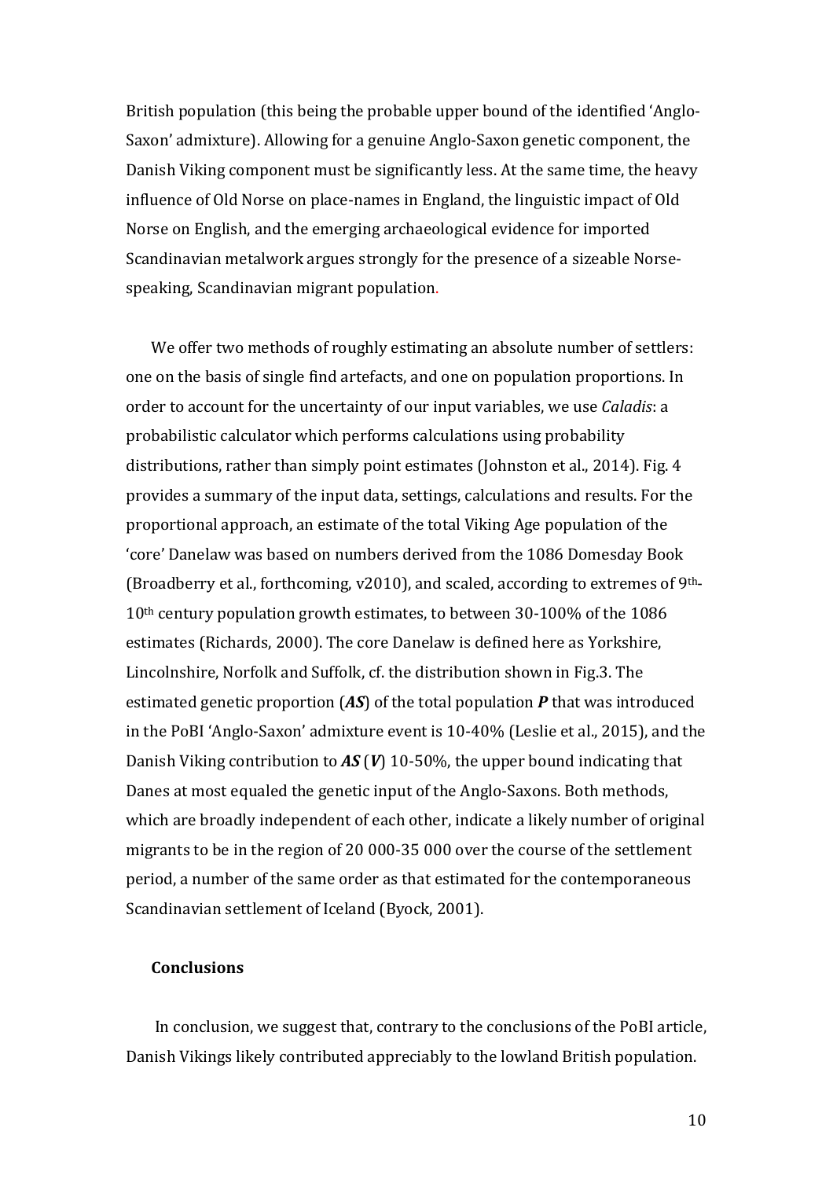British population (this being the probable upper bound of the identified 'Anglo-Saxon' admixture). Allowing for a genuine Anglo-Saxon genetic component, the Danish Viking component must be significantly less. At the same time, the heavy influence of Old Norse on place-names in England, the linguistic impact of Old Norse on English, and the emerging archaeological evidence for imported Scandinavian metalwork argues strongly for the presence of a sizeable Norse-speaking, Scandinavian migrant population.

We offer two methods of roughly estimating an absolute number of settlers: one on the basis of single find artefacts, and one on population proportions. In order to account for the uncertainty of our input variables, we use *Caladis*: a probabilistic calculator which performs calculations using probability distributions, rather than simply point estimates (Johnston et al., 2014). Fig. 4 provides a summary of the input data, settings, calculations and results. For the proportional approach, an estimate of the total Viking Age population of the 'core' Danelaw was based on numbers derived from the 1086 Domesday Book (Broadberry et al., forthcoming, v2010), and scaled, according to extremes of 9th-10th century population growth estimates, to between 30-100% of the 1086 estimates (Richards, 2000). The core Danelaw is defined here as Yorkshire, Lincolnshire, Norfolk and Suffolk, cf. the distribution shown in Fig.3. The estimated genetic proportion (***AS***) of the total population ***P*** that was introduced in the PoBI 'Anglo-Saxon' admixture event is 10-40% (Leslie et al., 2015), and the Danish Viking contribution to ***AS*** (***V***) 10-50%, the upper bound indicating that Danes at most equaled the genetic input of the Anglo-Saxons. Both methods, which are broadly independent of each other, indicate a likely number of original migrants to be in the region of 20 000-35 000 over the course of the settlement period, a number of the same order as that estimated for the contemporaneous Scandinavian settlement of Iceland (Byock, 2001).

## Conclusions

In conclusion, we suggest that, contrary to the conclusions of the PoBI article, Danish Vikings likely contributed appreciably to the lowland British population.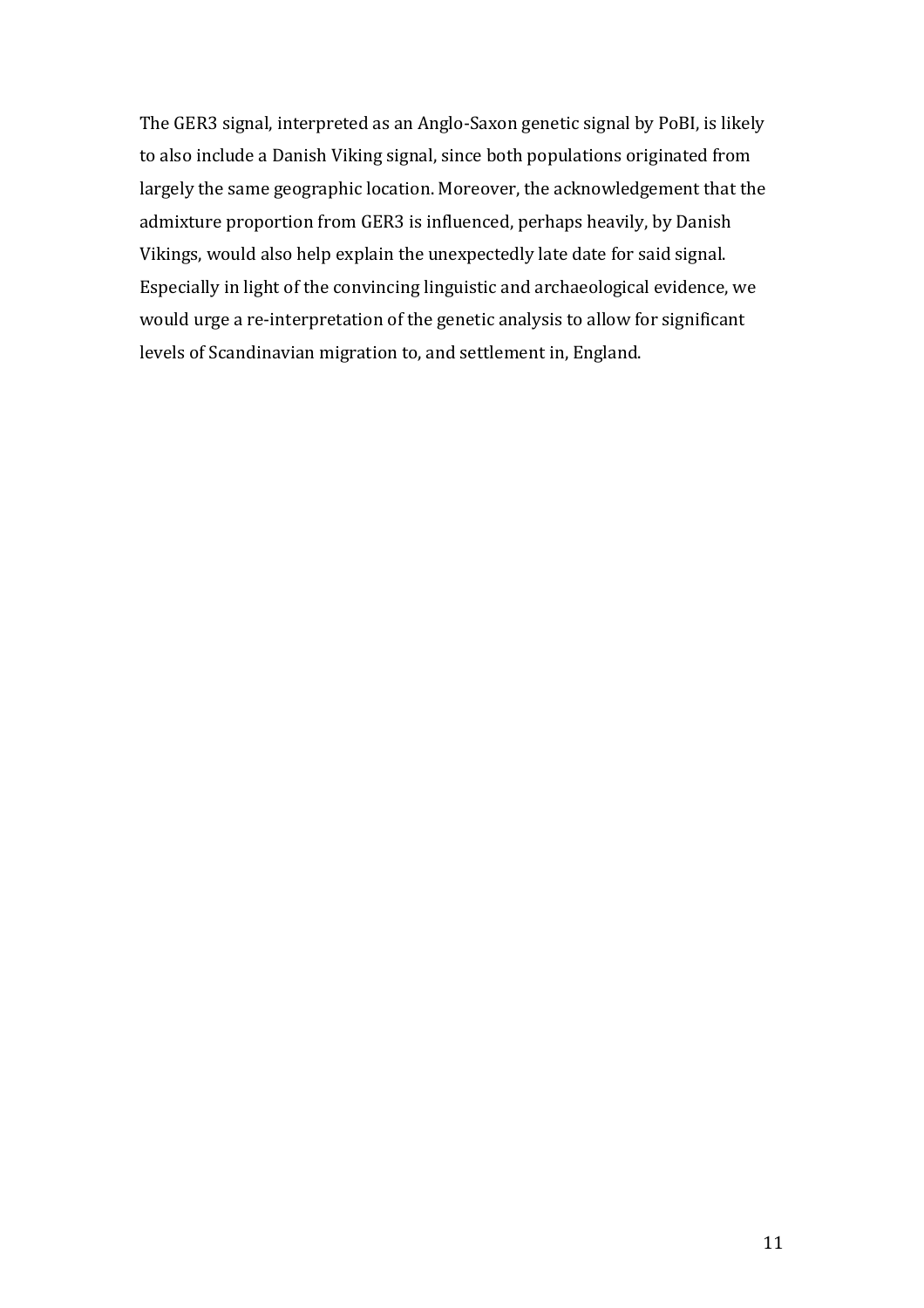The GER3 signal, interpreted as an Anglo-Saxon genetic signal by PoBI, is likely to also include a Danish Viking signal, since both populations originated from largely the same geographic location. Moreover, the acknowledgement that the admixture proportion from GER3 is influenced, perhaps heavily, by Danish Vikings, would also help explain the unexpectedly late date for said signal. Especially in light of the convincing linguistic and archaeological evidence, we would urge a re-interpretation of the genetic analysis to allow for significant levels of Scandinavian migration to, and settlement in, England.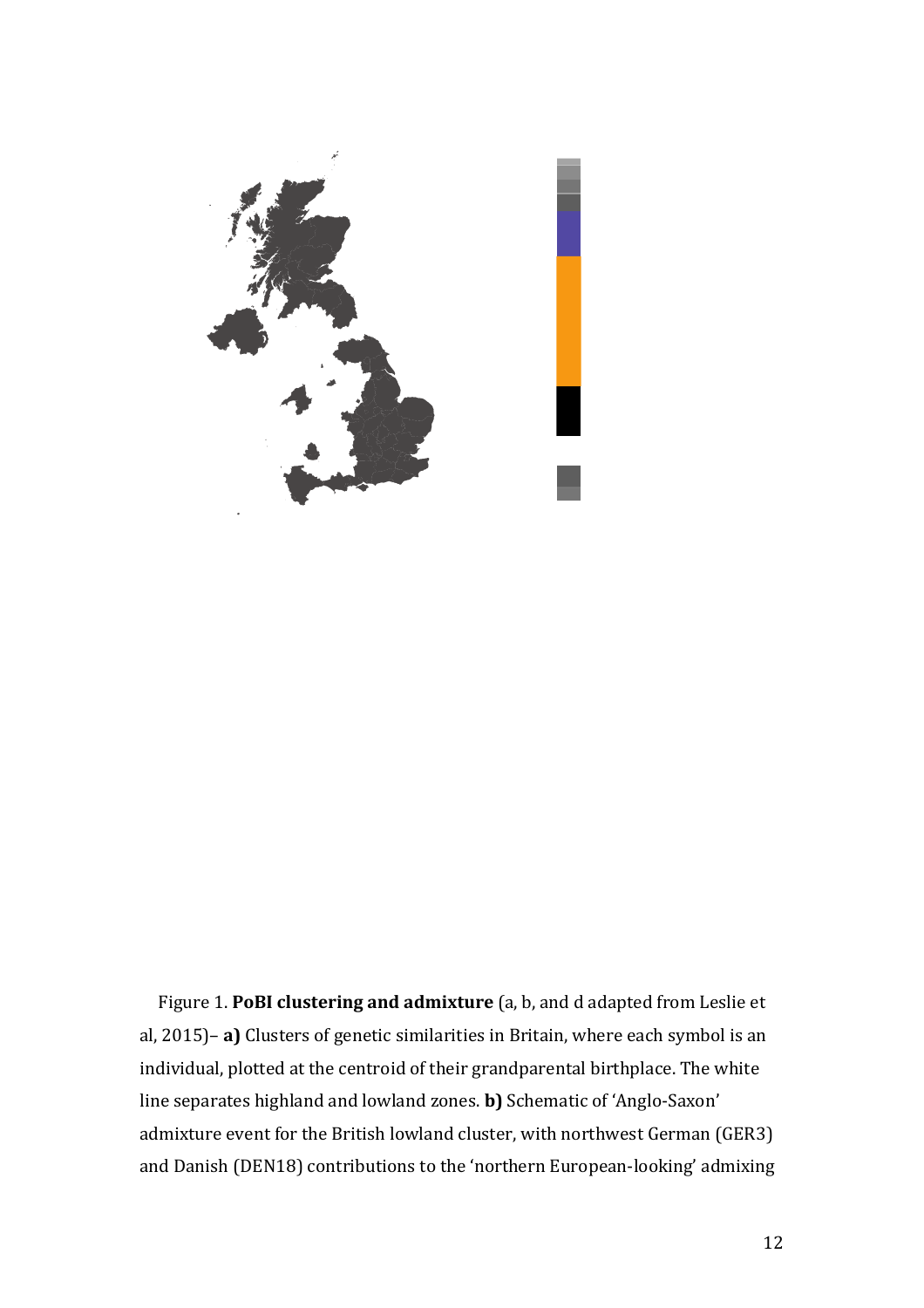Figure 1. **PoBI clustering and admixture** (a, b, and d adapted from Leslie et al, 2015)– **a)** Clusters of genetic similarities in Britain, where each symbol is an individual, plotted at the centroid of their grandparental birthplace. The white line separates highland and lowland zones. **b)** Schematic of 'Anglo-Saxon' admixture event for the British lowland cluster, with northwest German (GER3) and Danish (DEN18) contributions to the 'northern European-looking' admixing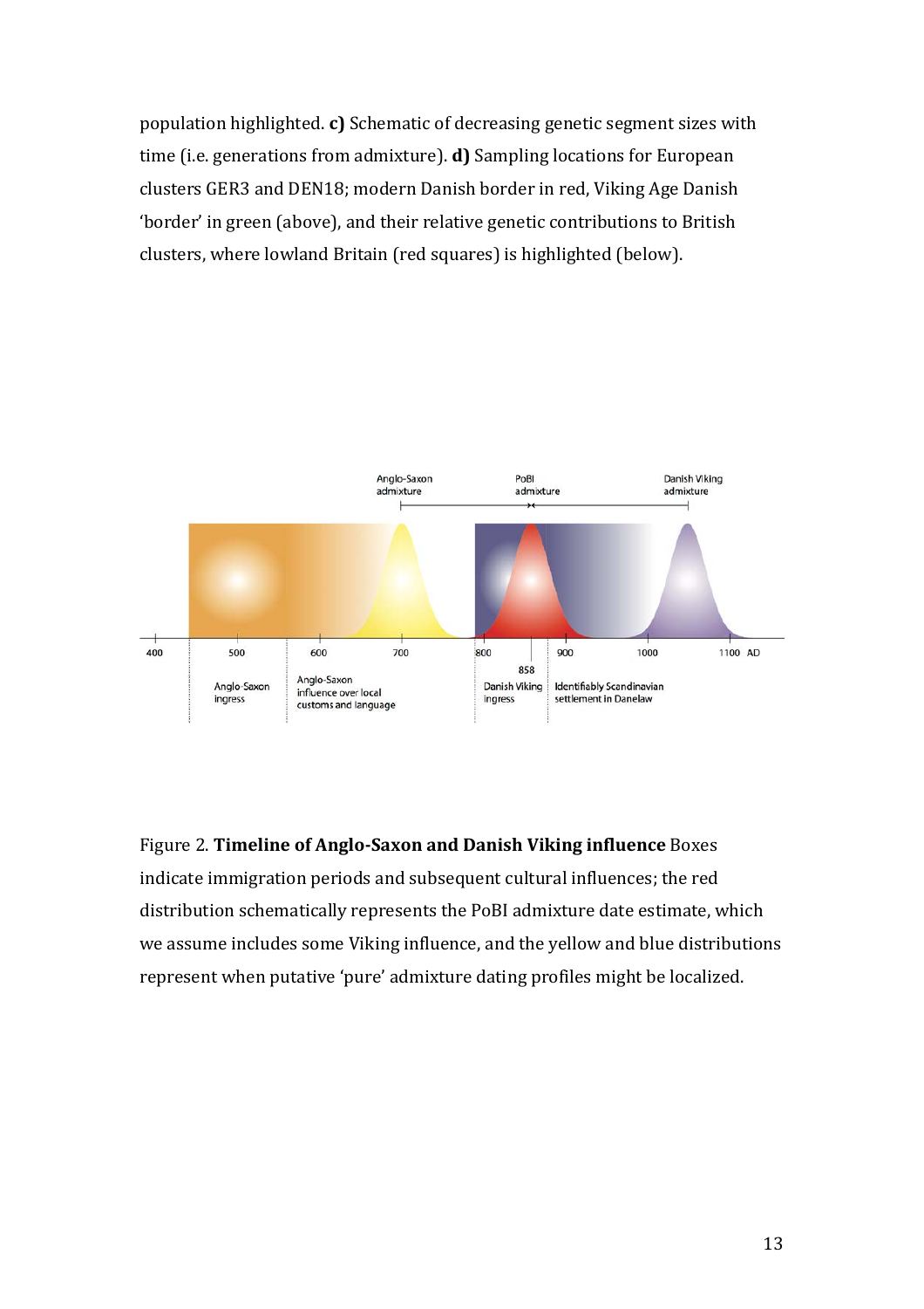population highlighted. **c)** Schematic of decreasing genetic segment sizes with time (i.e. generations from admixture). **d)** Sampling locations for European clusters GER3 and DEN18; modern Danish border in red, Viking Age Danish 'border' in green (above), and their relative genetic contributions to British clusters, where lowland Britain (red squares) is highlighted (below).

Figure 2. **Timeline of Anglo-Saxon and Danish Viking influence** Boxes indicate immigration periods and subsequent cultural influences; the red distribution schematically represents the PoBI admixture date estimate, which we assume includes some Viking influence, and the yellow and blue distributions represent when putative 'pure' admixture dating profiles might be localized.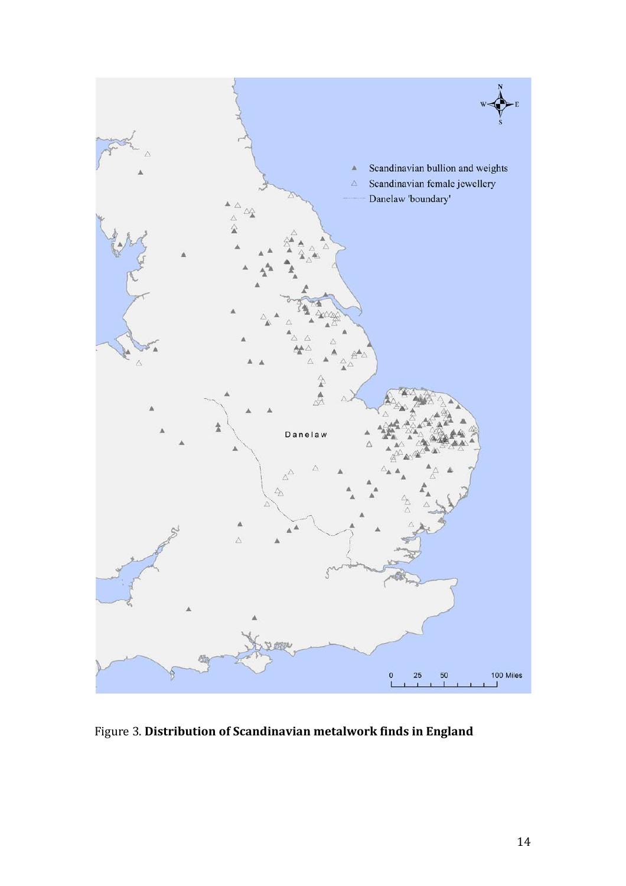Figure 3. **Distribution of Scandinavian metalwork finds in England**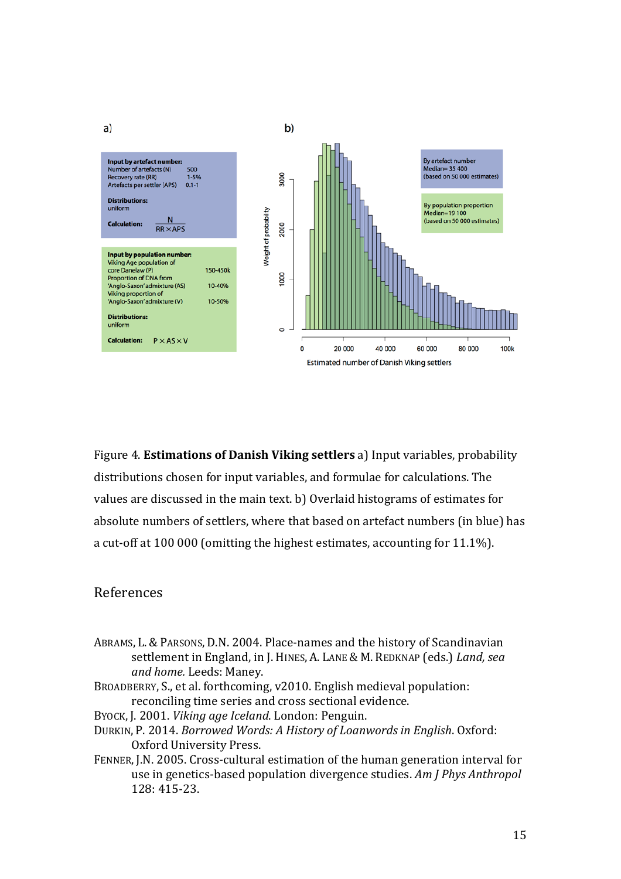Figure 4. **Estimations of Danish Viking settlers** a) Input variables, probability distributions chosen for input variables, and formulae for calculations. The values are discussed in the main text. b) Overlaid histograms of estimates for absolute numbers of settlers, where that based on artefact numbers (in blue) has a cut-off at 100 000 (omitting the highest estimates, accounting for 11.1%).

## References

ABRAMS, L. & PARSONS, D.N. 2004. Place-names and the history of Scandinavian settlement in England, in J. HINES, A. LANE & M. REDKNAP (eds.) *Land, sea and home.* Leeds: Maney.

BROADBERRY, S., et al. forthcoming, v2010. English medieval population: reconciling time series and cross sectional evidence.

BYOCK, J. 2001. *Viking age Iceland*. London: Penguin.

DURKIN, P. 2014. *Borrowed Words: A History of Loanwords in English*. Oxford: Oxford University Press.

FENNER, J.N. 2005. Cross-cultural estimation of the human generation interval for use in genetics-based population divergence studies. *Am J Phys Anthropol* 128: 415-23.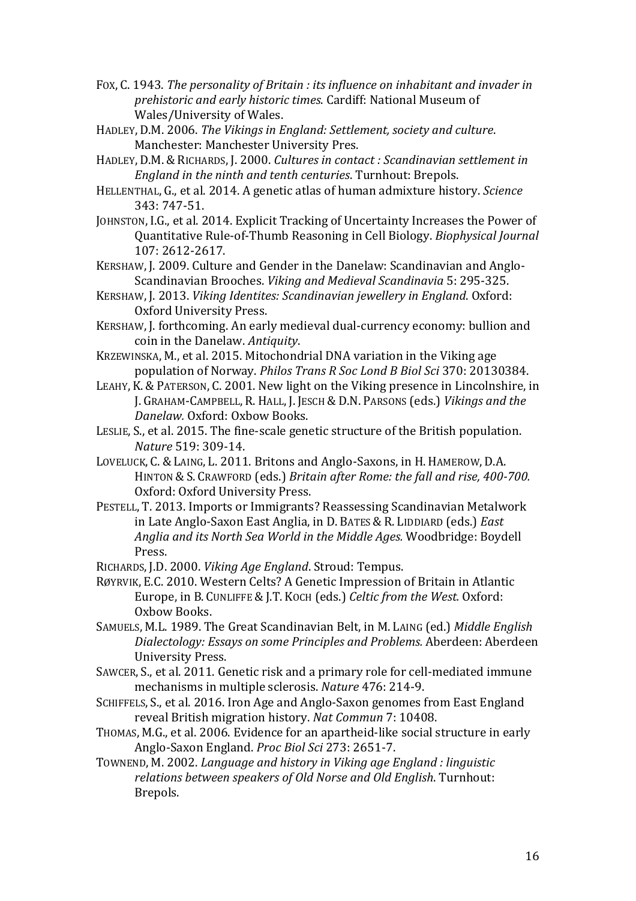FOX, C. 1943. *The personality of Britain : its influence on inhabitant and invader in prehistoric and early historic times*. Cardiff: National Museum of Wales/University of Wales.

HADLEY, D.M. 2006. *The Vikings in England: Settlement, society and culture*. Manchester: Manchester University Pres.

HADLEY, D.M. & RICHARDS, J. 2000. *Cultures in contact : Scandinavian settlement in England in the ninth and tenth centuries*. Turnhout: Brepols.

HELLENTHAL, G., et al. 2014. A genetic atlas of human admixture history. *Science* 343: 747-51.

JOHNSTON, I.G., et al. 2014. Explicit Tracking of Uncertainty Increases the Power of Quantitative Rule-of-Thumb Reasoning in Cell Biology. *Biophysical Journal* 107: 2612-2617.

KERSHAW, J. 2009. Culture and Gender in the Danelaw: Scandinavian and Anglo-Scandinavian Brooches. *Viking and Medieval Scandinavia* 5: 295-325.

KERSHAW, J. 2013. *Viking Identites: Scandinavian jewellery in England*. Oxford: Oxford University Press.

KERSHAW, J. forthcoming. An early medieval dual-currency economy: bullion and coin in the Danelaw. *Antiquity*.

KRZEWINSKA, M., et al. 2015. Mitochondrial DNA variation in the Viking age population of Norway. *Philos Trans R Soc Lond B Biol Sci* 370: 20130384.

LEAHY, K. & PATERSON, C. 2001. New light on the Viking presence in Lincolnshire, in J. GRAHAM-CAMPBELL, R. HALL, J. JESCH & D.N. PARSONS (eds.) *Vikings and the Danelaw.* Oxford: Oxbow Books.

LESLIE, S., et al. 2015. The fine-scale genetic structure of the British population. *Nature* 519: 309-14.

LOVELUCK, C. & LAING, L. 2011. Britons and Anglo-Saxons, in H. HAMEROW, D.A. HINTON & S. CRAWFORD (eds.) *Britain after Rome: the fall and rise, 400-700.* Oxford: Oxford University Press.

PESTELL, T. 2013. Imports or Immigrants? Reassessing Scandinavian Metalwork in Late Anglo-Saxon East Anglia, in D. BATES & R. LIDDIARD (eds.) *East Anglia and its North Sea World in the Middle Ages.* Woodbridge: Boydell Press.

RICHARDS, J.D. 2000. *Viking Age England*. Stroud: Tempus.

RØYRVIK, E.C. 2010. Western Celts? A Genetic Impression of Britain in Atlantic Europe, in B. CUNLIFFE & J.T. KOCH (eds.) *Celtic from the West.* Oxford: Oxbow Books.

SAMUELS, M.L. 1989. The Great Scandinavian Belt, in M. LAING (ed.) *Middle English Dialectology: Essays on some Principles and Problems.* Aberdeen: Aberdeen University Press.

SAWCER, S., et al. 2011. Genetic risk and a primary role for cell-mediated immune mechanisms in multiple sclerosis. *Nature* 476: 214-9.

SCHIFFELS, S., et al. 2016. Iron Age and Anglo-Saxon genomes from East England reveal British migration history. *Nat Commun* 7: 10408.

THOMAS, M.G., et al. 2006. Evidence for an apartheid-like social structure in early Anglo-Saxon England. *Proc Biol Sci* 273: 2651-7.

TOWNEND, M. 2002. *Language and history in Viking age England : linguistic relations between speakers of Old Norse and Old English*. Turnhout: Brepols.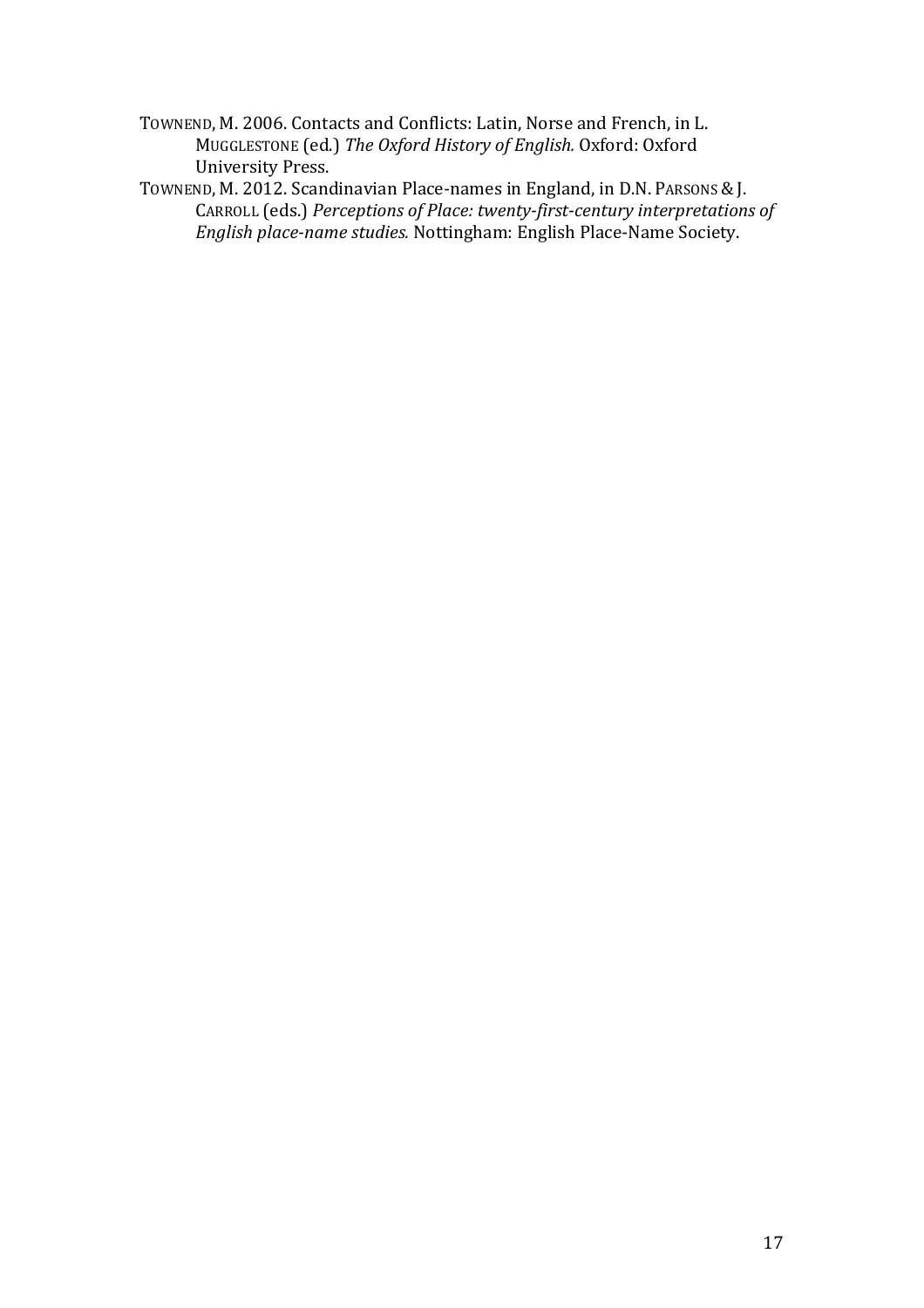TOWNEND, M. 2006. Contacts and Conflicts: Latin, Norse and French, in L. MUGGLESTONE (ed.) *The Oxford History of English.* Oxford: Oxford University Press.

TOWNEND, M. 2012. Scandinavian Place-names in England, in D.N. PARSONS & J. CARROLL (eds.) *Perceptions of Place: twenty-first-century interpretations of English place-name studies.* Nottingham: English Place-Name Society.